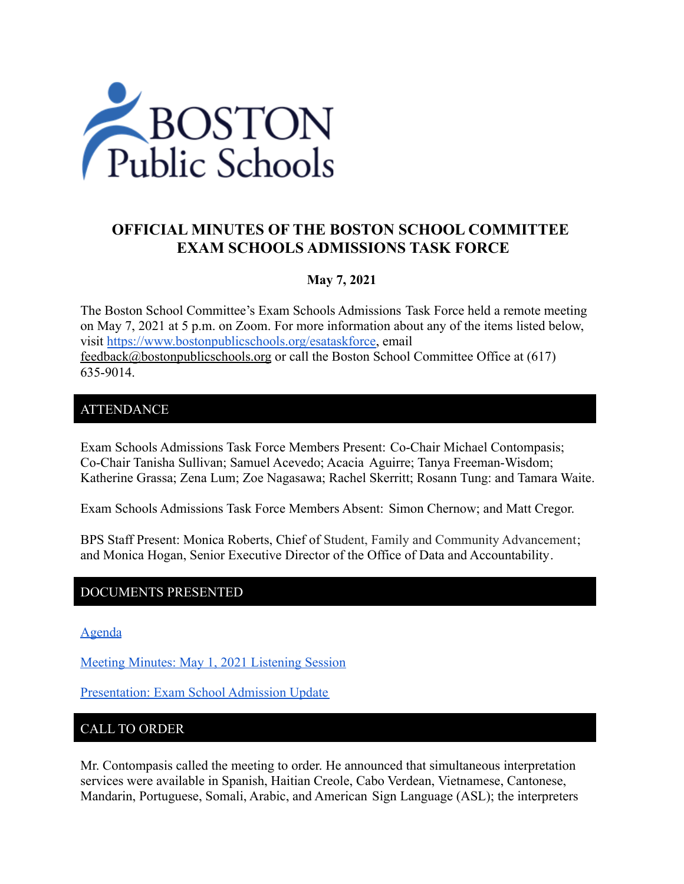# OFFICIAL MINUTES OF THE BOSTON SCHOOL COMMITTEE EXAM SCHOOLS ADMISSIONS TASK FORCE

**May 7, 2021**

The Boston School Committee's Exam Schools Admissions Task Force held a remote meeting on May 7, 2021 at 5 p.m. on Zoom. For more information about any of the items listed below, visit https://www.bostonpublicschools.org/esataskforce, email feedback@bostonpublicschools.org or call the Boston School Committee Office at (617) 635-9014.

## ATTENDANCE

Exam Schools Admissions Task Force Members Present: Co-Chair Michael Contompasis; Co-Chair Tanisha Sullivan; Samuel Acevedo; Acacia Aguirre; Tanya Freeman-Wisdom; Katherine Grassa; Zena Lum; Zoe Nagasawa; Rachel Skerritt; Rosann Tung: and Tamara Waite.

Exam Schools Admissions Task Force Members Absent: Simon Chernow; and Matt Cregor.

BPS Staff Present: Monica Roberts, Chief of Student, Family and Community Advancement; and Monica Hogan, Senior Executive Director of the Office of Data and Accountability.

## DOCUMENTS PRESENTED

Agenda

Meeting Minutes: May 1, 2021 Listening Session

Presentation: Exam School Admission Update

## CALL TO ORDER

Mr. Contompasis called the meeting to order. He announced that simultaneous interpretation services were available in Spanish, Haitian Creole, Cabo Verdean, Vietnamese, Cantonese, Mandarin, Portuguese, Somali, Arabic, and American Sign Language (ASL); the interpreters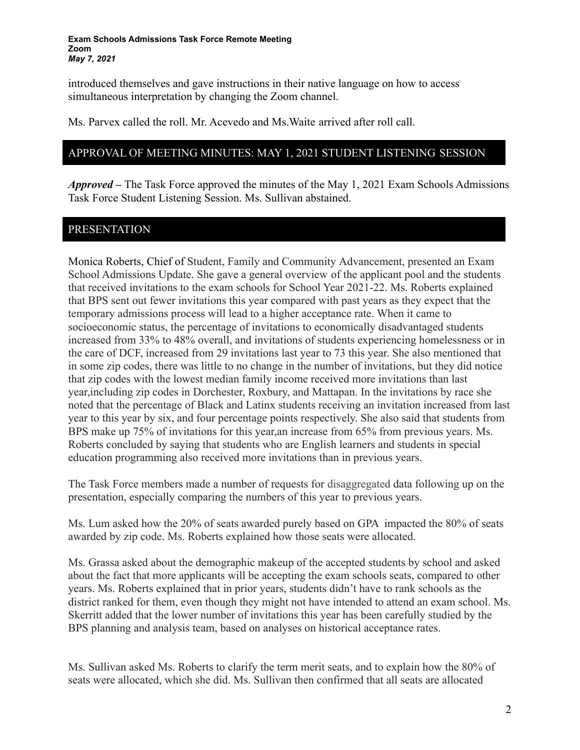introduced themselves and gave instructions in their native language on how to access simultaneous interpretation by changing the Zoom channel.

Ms. Parvex called the roll. Mr. Acevedo and Ms.Waite arrived after roll call.

## APPROVAL OF MEETING MINUTES: MAY 1, 2021 STUDENT LISTENING SESSION

***Approved –*** The Task Force approved the minutes of the May 1, 2021 Exam Schools Admissions Task Force Student Listening Session. Ms. Sullivan abstained.

## PRESENTATION

Monica Roberts, Chief of Student, Family and Community Advancement, presented an Exam School Admissions Update. She gave a general overview of the applicant pool and the students that received invitations to the exam schools for School Year 2021-22. Ms. Roberts explained that BPS sent out fewer invitations this year compared with past years as they expect that the temporary admissions process will lead to a higher acceptance rate. When it came to socioeconomic status, the percentage of invitations to economically disadvantaged students increased from 33% to 48% overall, and invitations of students experiencing homelessness or in the care of DCF, increased from 29 invitations last year to 73 this year. She also mentioned that in some zip codes, there was little to no change in the number of invitations, but they did notice that zip codes with the lowest median family income received more invitations than last year,including zip codes in Dorchester, Roxbury, and Mattapan. In the invitations by race she noted that the percentage of Black and Latinx students receiving an invitation increased from last year to this year by six, and four percentage points respectively. She also said that students from BPS make up 75% of invitations for this year,an increase from 65% from previous years. Ms. Roberts concluded by saying that students who are English learners and students in special education programming also received more invitations than in previous years.

The Task Force members made a number of requests for disaggregated data following up on the presentation, especially comparing the numbers of this year to previous years.

Ms. Lum asked how the 20% of seats awarded purely based on GPA impacted the 80% of seats awarded by zip code. Ms. Roberts explained how those seats were allocated.

Ms. Grassa asked about the demographic makeup of the accepted students by school and asked about the fact that more applicants will be accepting the exam schools seats, compared to other years. Ms. Roberts explained that in prior years, students didn't have to rank schools as the district ranked for them, even though they might not have intended to attend an exam school. Ms. Skerritt added that the lower number of invitations this year has been carefully studied by the BPS planning and analysis team, based on analyses on historical acceptance rates.

Ms. Sullivan asked Ms. Roberts to clarify the term merit seats, and to explain how the 80% of seats were allocated, which she did. Ms. Sullivan then confirmed that all seats are allocated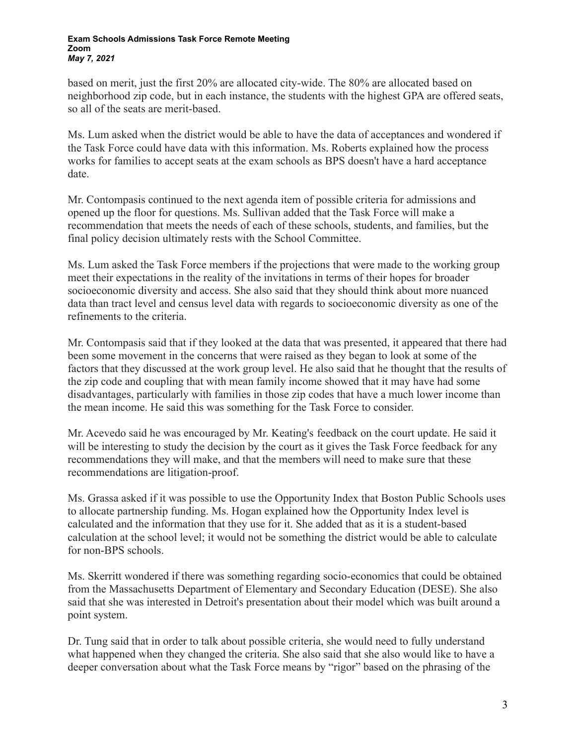based on merit, just the first 20% are allocated city-wide. The 80% are allocated based on neighborhood zip code, but in each instance, the students with the highest GPA are offered seats, so all of the seats are merit-based.

Ms. Lum asked when the district would be able to have the data of acceptances and wondered if the Task Force could have data with this information. Ms. Roberts explained how the process works for families to accept seats at the exam schools as BPS doesn't have a hard acceptance date.

Mr. Contompasis continued to the next agenda item of possible criteria for admissions and opened up the floor for questions. Ms. Sullivan added that the Task Force will make a recommendation that meets the needs of each of these schools, students, and families, but the final policy decision ultimately rests with the School Committee.

Ms. Lum asked the Task Force members if the projections that were made to the working group meet their expectations in the reality of the invitations in terms of their hopes for broader socioeconomic diversity and access. She also said that they should think about more nuanced data than tract level and census level data with regards to socioeconomic diversity as one of the refinements to the criteria.

Mr. Contompasis said that if they looked at the data that was presented, it appeared that there had been some movement in the concerns that were raised as they began to look at some of the factors that they discussed at the work group level. He also said that he thought that the results of the zip code and coupling that with mean family income showed that it may have had some disadvantages, particularly with families in those zip codes that have a much lower income than the mean income. He said this was something for the Task Force to consider.

Mr. Acevedo said he was encouraged by Mr. Keating's feedback on the court update. He said it will be interesting to study the decision by the court as it gives the Task Force feedback for any recommendations they will make, and that the members will need to make sure that these recommendations are litigation-proof.

Ms. Grassa asked if it was possible to use the Opportunity Index that Boston Public Schools uses to allocate partnership funding. Ms. Hogan explained how the Opportunity Index level is calculated and the information that they use for it. She added that as it is a student-based calculation at the school level; it would not be something the district would be able to calculate for non-BPS schools.

Ms. Skerritt wondered if there was something regarding socio-economics that could be obtained from the Massachusetts Department of Elementary and Secondary Education (DESE). She also said that she was interested in Detroit's presentation about their model which was built around a point system.

Dr. Tung said that in order to talk about possible criteria, she would need to fully understand what happened when they changed the criteria. She also said that she also would like to have a deeper conversation about what the Task Force means by "rigor" based on the phrasing of the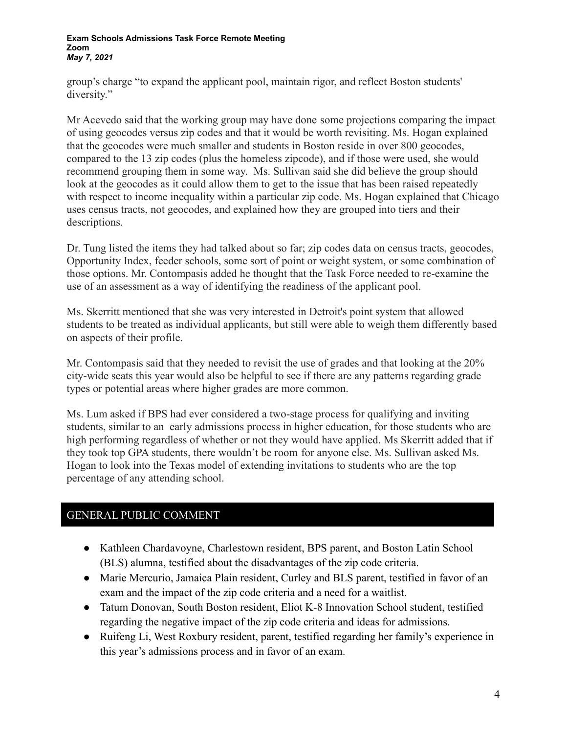group's charge "to expand the applicant pool, maintain rigor, and reflect Boston students' diversity."

Mr Acevedo said that the working group may have done some projections comparing the impact of using geocodes versus zip codes and that it would be worth revisiting. Ms. Hogan explained that the geocodes were much smaller and students in Boston reside in over 800 geocodes, compared to the 13 zip codes (plus the homeless zipcode), and if those were used, she would recommend grouping them in some way. Ms. Sullivan said she did believe the group should look at the geocodes as it could allow them to get to the issue that has been raised repeatedly with respect to income inequality within a particular zip code. Ms. Hogan explained that Chicago uses census tracts, not geocodes, and explained how they are grouped into tiers and their descriptions.

Dr. Tung listed the items they had talked about so far; zip codes data on census tracts, geocodes, Opportunity Index, feeder schools, some sort of point or weight system, or some combination of those options. Mr. Contompasis added he thought that the Task Force needed to re-examine the use of an assessment as a way of identifying the readiness of the applicant pool.

Ms. Skerritt mentioned that she was very interested in Detroit's point system that allowed students to be treated as individual applicants, but still were able to weigh them differently based on aspects of their profile.

Mr. Contompasis said that they needed to revisit the use of grades and that looking at the 20% city-wide seats this year would also be helpful to see if there are any patterns regarding grade types or potential areas where higher grades are more common.

Ms. Lum asked if BPS had ever considered a two-stage process for qualifying and inviting students, similar to an early admissions process in higher education, for those students who are high performing regardless of whether or not they would have applied. Ms Skerritt added that if they took top GPA students, there wouldn't be room for anyone else. Ms. Sullivan asked Ms. Hogan to look into the Texas model of extending invitations to students who are the top percentage of any attending school.

## GENERAL PUBLIC COMMENT

- Kathleen Chardavoyne, Charlestown resident, BPS parent, and Boston Latin School (BLS) alumna, testified about the disadvantages of the zip code criteria.
- Marie Mercurio, Jamaica Plain resident, Curley and BLS parent, testified in favor of an exam and the impact of the zip code criteria and a need for a waitlist.
- Tatum Donovan, South Boston resident, Eliot K-8 Innovation School student, testified regarding the negative impact of the zip code criteria and ideas for admissions.
- Ruifeng Li, West Roxbury resident, parent, testified regarding her family's experience in this year's admissions process and in favor of an exam.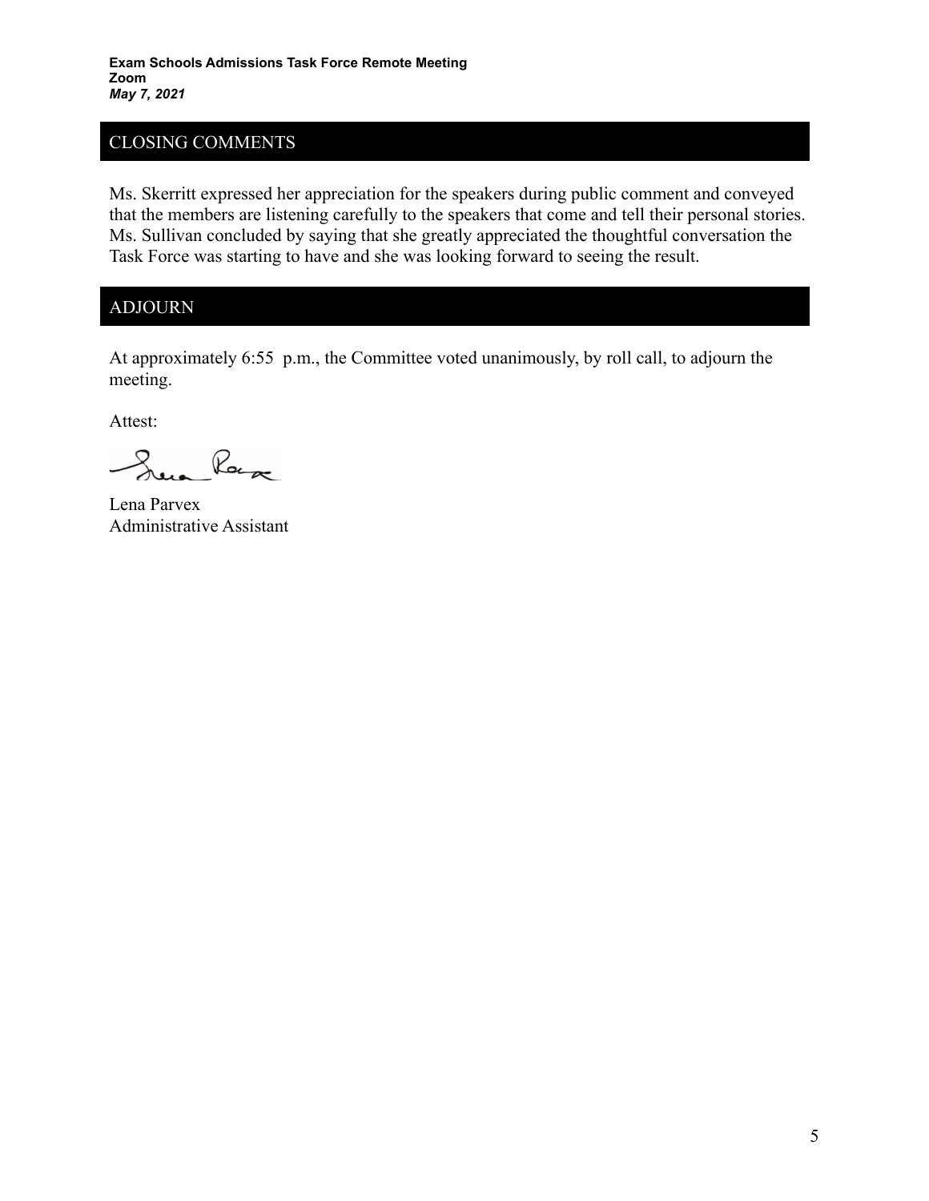## CLOSING COMMENTS

Ms. Skerritt expressed her appreciation for the speakers during public comment and conveyed that the members are listening carefully to the speakers that come and tell their personal stories. Ms. Sullivan concluded by saying that she greatly appreciated the thoughtful conversation the Task Force was starting to have and she was looking forward to seeing the result.

## ADJOURN

At approximately 6:55 p.m., the Committee voted unanimously, by roll call, to adjourn the meeting.

Attest:

Lena Parvex
Administrative Assistant